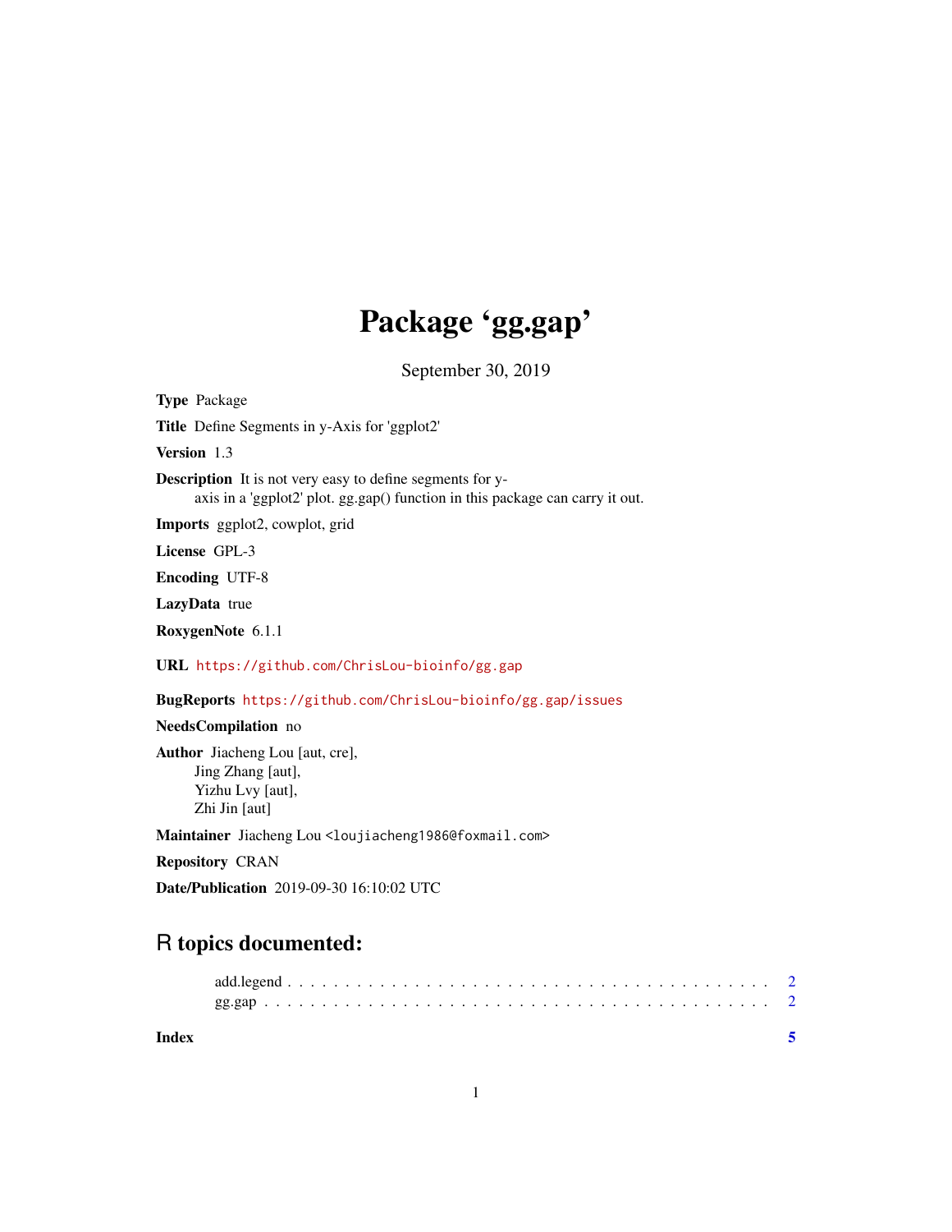# Package 'gg.gap'

September 30, 2019

**Type** Package

**Title** Define Segments in y-Axis for 'ggplot2'

**Version** 1.3

**Description** It is not very easy to define segments for y-axis in a 'ggplot2' plot. gg.gap() function in this package can carry it out.

**Imports** ggplot2, cowplot, grid

**License** GPL-3

**Encoding** UTF-8

**LazyData** true

**RoxygenNote** 6.1.1

**URL** https://github.com/ChrisLou-bioinfo/gg.gap

**BugReports** https://github.com/ChrisLou-bioinfo/gg.gap/issues

**NeedsCompilation** no

**Author** Jiacheng Lou [aut, cre],
Jing Zhang [aut],
Yizhu Lvy [aut],
Zhi Jin [aut]

**Maintainer** Jiacheng Lou <loujiacheng1986@foxmail.com>

**Repository** CRAN

**Date/Publication** 2019-09-30 16:10:02 UTC

## R topics documented:

- add.legend . . . . . . . . . . . . . . . . . . . . . . . . . . . . . . . . . . . . . . . . 2
- gg.gap . . . . . . . . . . . . . . . . . . . . . . . . . . . . . . . . . . . . . . . . . . 2

**Index** 5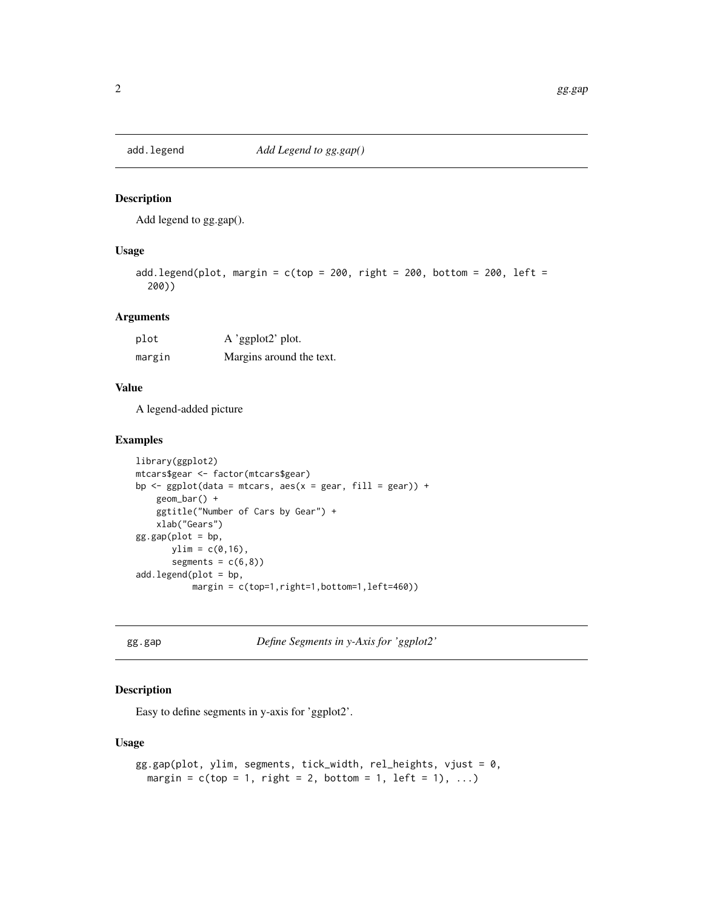## add.legend — *Add Legend to gg.gap()*

### Description

Add legend to gg.gap().

### Usage

```
add.legend(plot, margin = c(top = 200, right = 200, bottom = 200, left =
  200))
```

### Arguments

| | |
|---|---|
| plot | A 'ggplot2' plot. |
| margin | Margins around the text. |

### Value

A legend-added picture

### Examples

```
library(ggplot2)
mtcars$gear <- factor(mtcars$gear)
bp <- ggplot(data = mtcars, aes(x = gear, fill = gear)) +
    geom_bar() +
    ggtitle("Number of Cars by Gear") +
    xlab("Gears")
gg.gap(plot = bp,
       ylim = c(0,16),
       segments = c(6,8))
add.legend(plot = bp,
           margin = c(top=1,right=1,bottom=1,left=460))
```

## gg.gap — *Define Segments in y-Axis for 'ggplot2'*

### Description

Easy to define segments in y-axis for 'ggplot2'.

### Usage

```
gg.gap(plot, ylim, segments, tick_width, rel_heights, vjust = 0,
  margin = c(top = 1, right = 2, bottom = 1, left = 1), ...)
```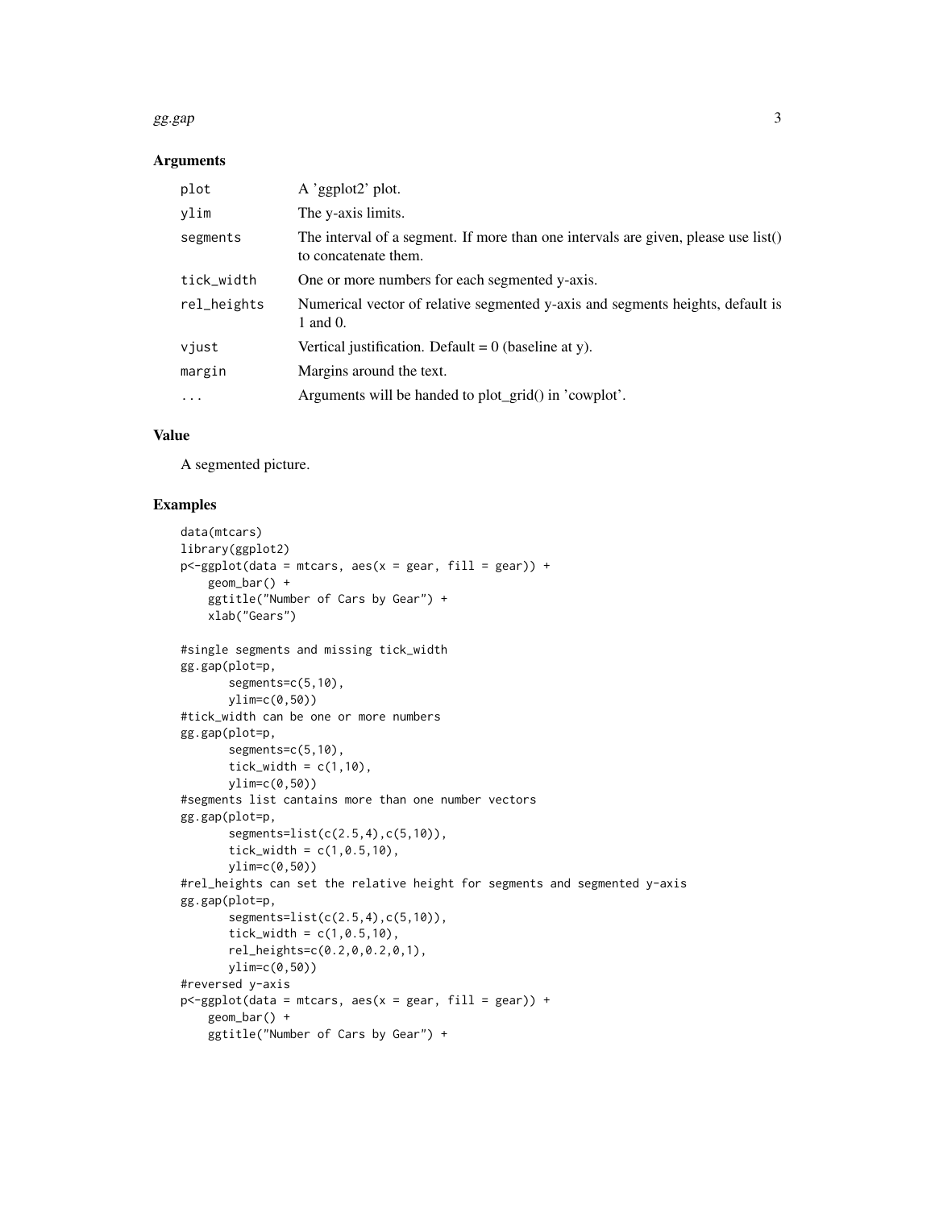### Arguments

| | |
|---|---|
| plot | A 'ggplot2' plot. |
| ylim | The y-axis limits. |
| segments | The interval of a segment. If more than one intervals are given, please use list() to concatenate them. |
| tick_width | One or more numbers for each segmented y-axis. |
| rel_heights | Numerical vector of relative segmented y-axis and segments heights, default is 1 and 0. |
| vjust | Vertical justification. Default = 0 (baseline at y). |
| margin | Margins around the text. |
| ... | Arguments will be handed to plot_grid() in 'cowplot'. |

### Value

A segmented picture.

### Examples

```
data(mtcars)
library(ggplot2)
p<-ggplot(data = mtcars, aes(x = gear, fill = gear)) +
    geom_bar() +
    ggtitle("Number of Cars by Gear") +
    xlab("Gears")

#single segments and missing tick_width
gg.gap(plot=p,
       segments=c(5,10),
       ylim=c(0,50))
#tick_width can be one or more numbers
gg.gap(plot=p,
       segments=c(5,10),
       tick_width = c(1,10),
       ylim=c(0,50))
#segments list cantains more than one number vectors
gg.gap(plot=p,
       segments=list(c(2.5,4),c(5,10)),
       tick_width = c(1,0.5,10),
       ylim=c(0,50))
#rel_heights can set the relative height for segments and segmented y-axis
gg.gap(plot=p,
       segments=list(c(2.5,4),c(5,10)),
       tick_width = c(1,0.5,10),
       rel_heights=c(0.2,0,0.2,0,1),
       ylim=c(0,50))
#reversed y-axis
p<-ggplot(data = mtcars, aes(x = gear, fill = gear)) +
    geom_bar() +
    ggtitle("Number of Cars by Gear") +
```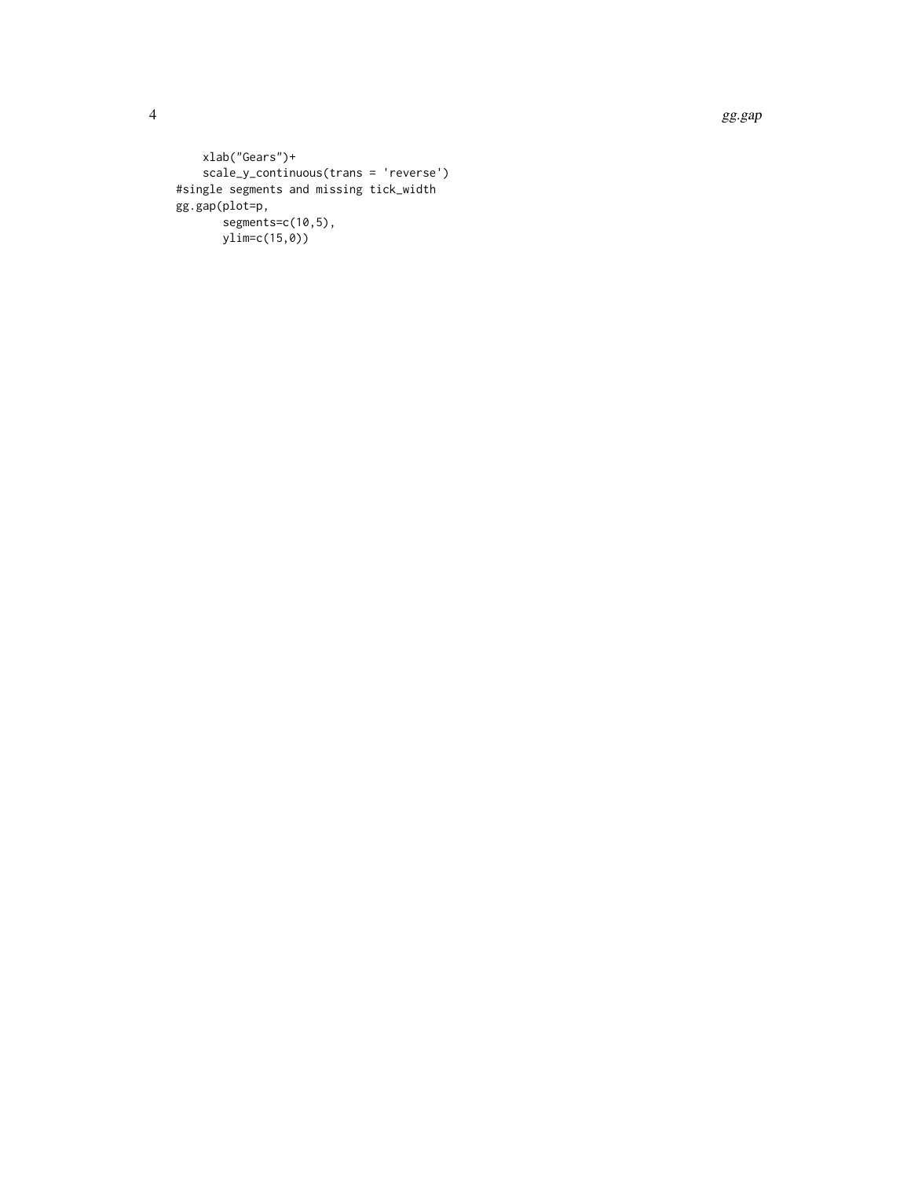```
    xlab("Gears")+
    scale_y_continuous(trans = 'reverse')
#single segments and missing tick_width
gg.gap(plot=p,
       segments=c(10,5),
       ylim=c(15,0))
```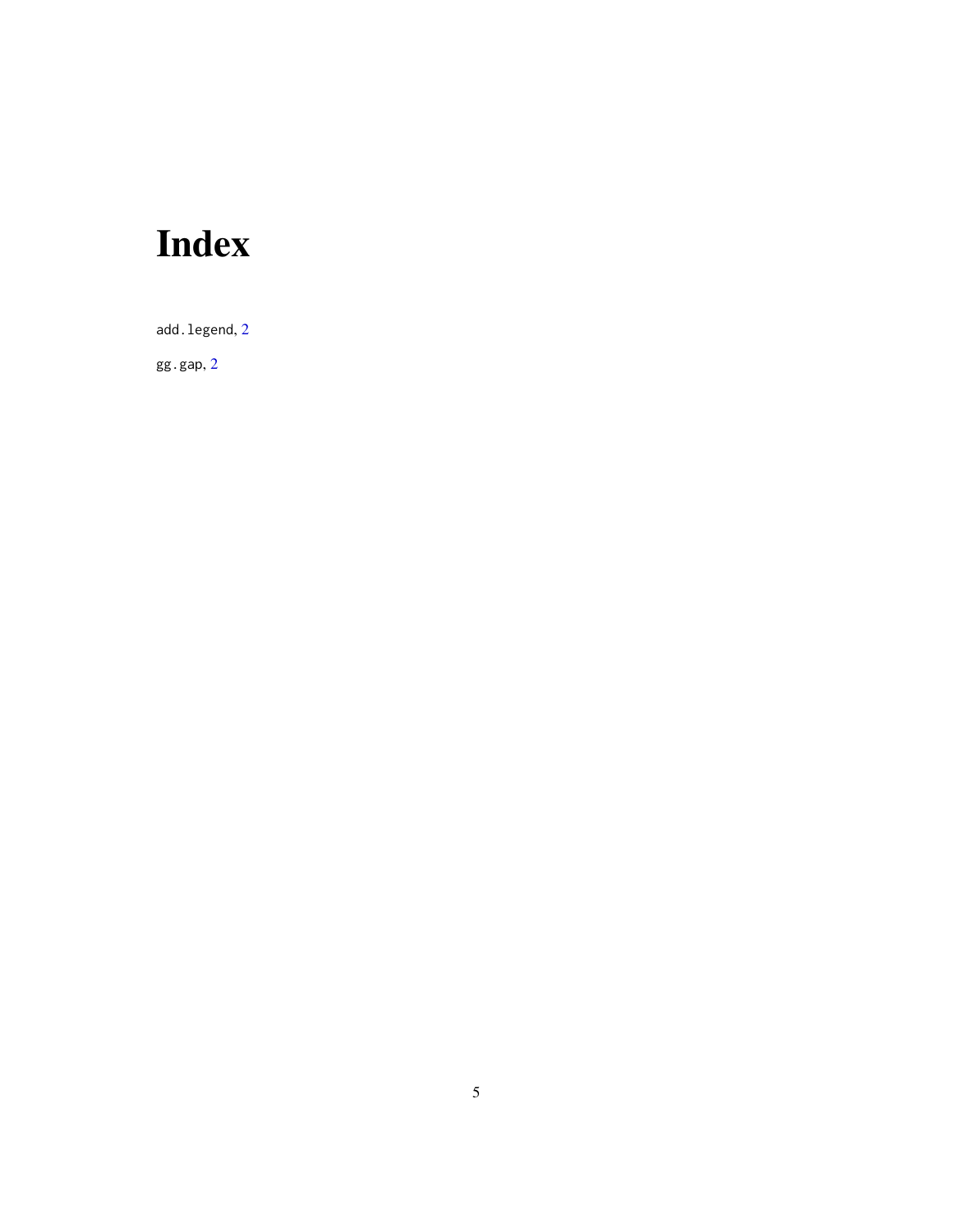# Index

add.legend, 2

gg.gap, 2